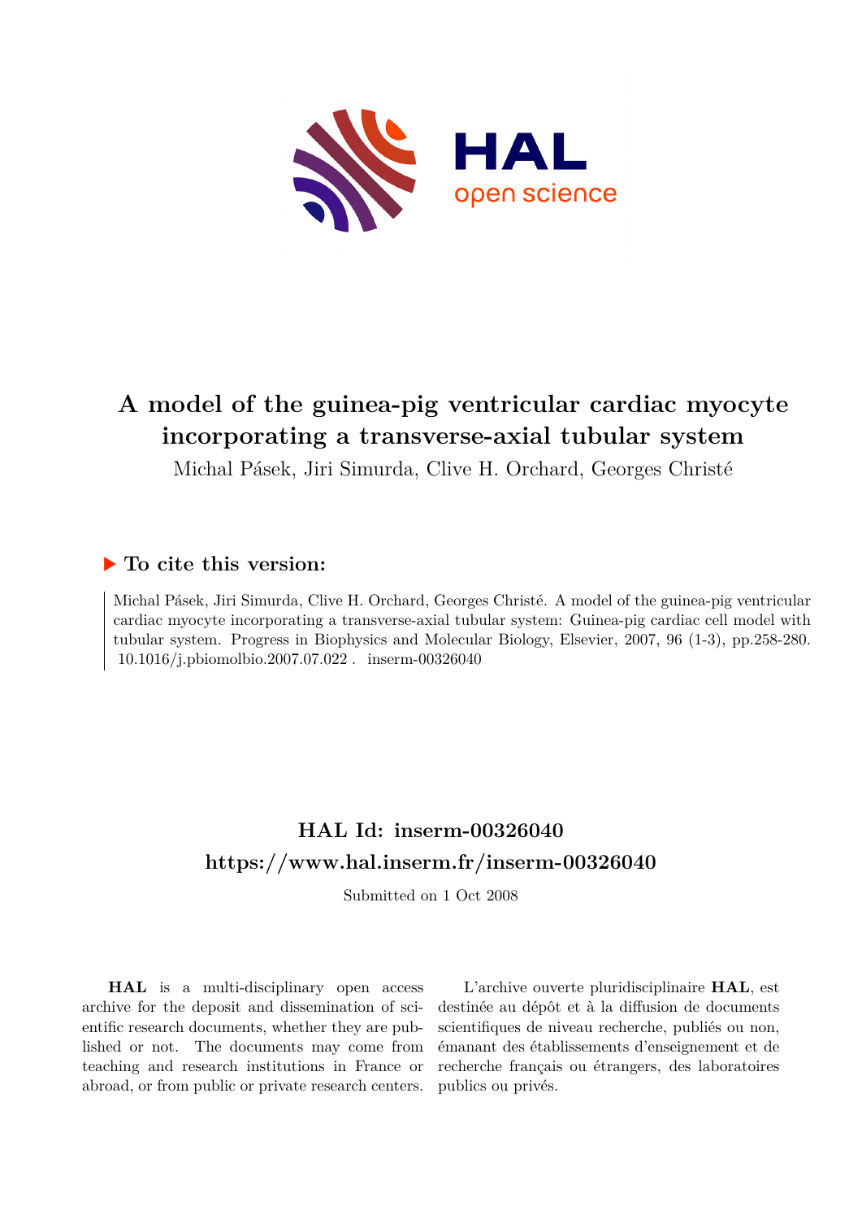# A model of the guinea-pig ventricular cardiac myocyte incorporating a transverse-axial tubular system

Michal Pásek, Jiri Simurda, Clive H. Orchard, Georges Christé

## ▶ To cite this version:

Michal Pásek, Jiri Simurda, Clive H. Orchard, Georges Christé. A model of the guinea-pig ventricular cardiac myocyte incorporating a transverse-axial tubular system: Guinea-pig cardiac cell model with tubular system. Progress in Biophysics and Molecular Biology, Elsevier, 2007, 96 (1-3), pp.258-280. 10.1016/j.pbiomolbio.2007.07.022. inserm-00326040

## HAL Id: inserm-00326040
## https://www.hal.inserm.fr/inserm-00326040

Submitted on 1 Oct 2008

**HAL** is a multi-disciplinary open access archive for the deposit and dissemination of scientific research documents, whether they are published or not. The documents may come from teaching and research institutions in France or abroad, or from public or private research centers.

L'archive ouverte pluridisciplinaire **HAL**, est destinée au dépôt et à la diffusion de documents scientifiques de niveau recherche, publiés ou non, émanant des établissements d'enseignement et de recherche français ou étrangers, des laboratoires publics ou privés.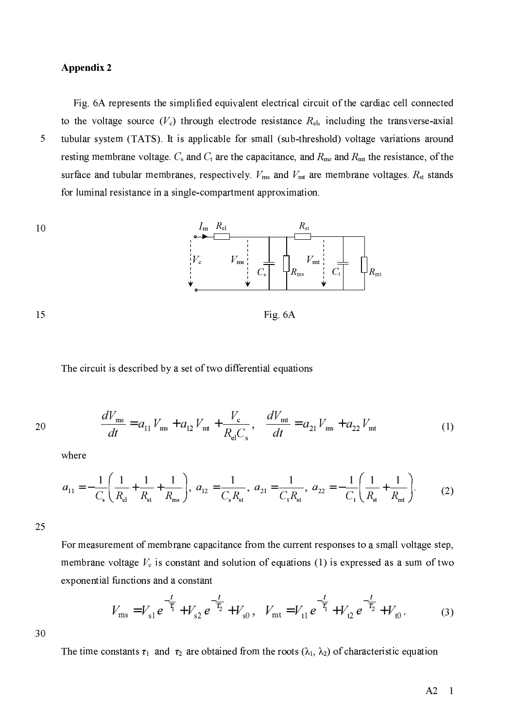## Appendix 2

Fig. 6A represents the simplified equivalent electrical circuit of the cardiac cell connected to the voltage source ($V_c$) through electrode resistance $R_{el}$, including the transverse-axial tubular system (TATS). It is applicable for small (sub-threshold) voltage variations around resting membrane voltage. $C_s$ and $C_t$ are the capacitance, and $R_{ms}$ and $R_{mt}$ the resistance, of the surface and tubular membranes, respectively. $V_{ms}$ and $V_{mt}$ are membrane voltages. $R_{st}$ stands for luminal resistance in a single-compartment approximation.

Fig. 6A

The circuit is described by a set of two differential equations

$$\frac{dV_{ms}}{dt} = a_{11} V_{ms} + a_{12} V_{mt} + \frac{V_c}{R_{el} C_s}, \quad \frac{dV_{mt}}{dt} = a_{21} V_{ms} + a_{22} V_{mt} \tag{1}$$

where

$$a_{11} = -\frac{1}{C_s}\left(\frac{1}{R_{el}} + \frac{1}{R_{st}} + \frac{1}{R_{ms}}\right), \; a_{12} = \frac{1}{C_s R_{st}}, \; a_{21} = \frac{1}{C_t R_{st}}, \; a_{22} = -\frac{1}{C_t}\left(\frac{1}{R_{st}} + \frac{1}{R_{mt}}\right). \tag{2}$$

For measurement of membrane capacitance from the current responses to a small voltage step, membrane voltage $V_c$ is constant and solution of equations (1) is expressed as a sum of two exponential functions and a constant

$$V_{ms} = V_{s1} e^{-\frac{t}{\tau_1}} + V_{s2} e^{-\frac{t}{\tau_2}} + V_{s0}, \quad V_{mt} = V_{t1} e^{-\frac{t}{\tau_1}} + V_{t2} e^{-\frac{t}{\tau_2}} + V_{t0}. \tag{3}$$

The time constants $\tau_1$ and $\tau_2$ are obtained from the roots ($\lambda_1$, $\lambda_2$) of characteristic equation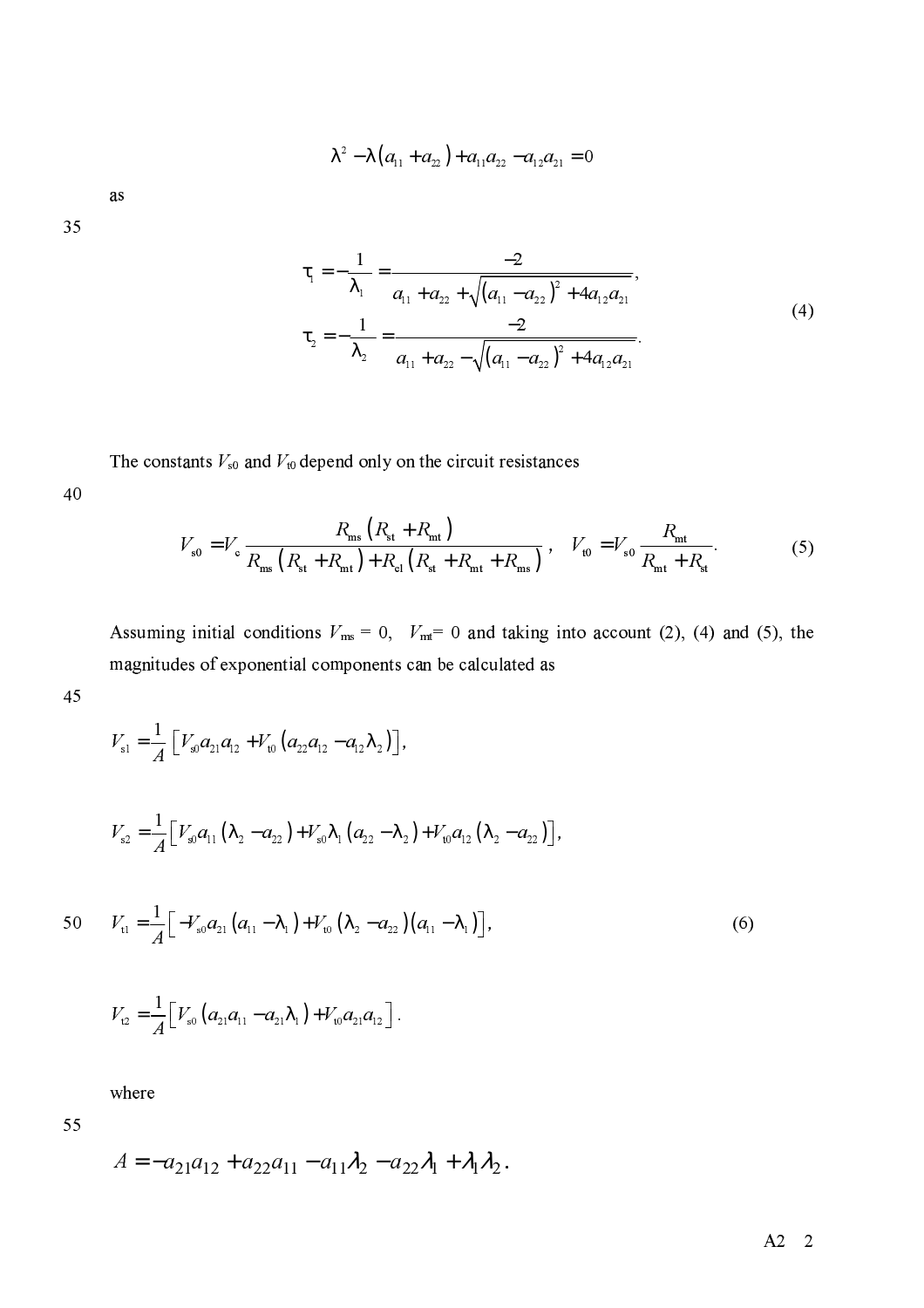$$\lambda^2 - \lambda\left(a_{11} + a_{22}\right) + a_{11}a_{22} - a_{12}a_{21} = 0$$

as

$$\begin{aligned}
\tau_1 &= -\frac{1}{\lambda_1} = \frac{-2}{a_{11} + a_{22} + \sqrt{\left(a_{11} - a_{22}\right)^2 + 4a_{12}a_{21}}}, \\
\tau_2 &= -\frac{1}{\lambda_2} = \frac{-2}{a_{11} + a_{22} - \sqrt{\left(a_{11} - a_{22}\right)^2 + 4a_{12}a_{21}}}.
\end{aligned} \tag{4}$$

The constants $V_{s0}$ and $V_{t0}$ depend only on the circuit resistances

$$V_{s0} = V_c \frac{R_{ms}\left(R_{st} + R_{mt}\right)}{R_{ms}\left(R_{st} + R_{mt}\right) + R_{el}\left(R_{st} + R_{mt} + R_{ms}\right)}, \quad V_{t0} = V_{s0}\frac{R_{mt}}{R_{mt} + R_{st}}. \tag{5}$$

Assuming initial conditions $V_{ms} = 0$, $V_{mt} = 0$ and taking into account (2), (4) and (5), the magnitudes of exponential components can be calculated as

$$V_{s1} = \frac{1}{A}\left[V_{s0}a_{21}a_{12} + V_{t0}\left(a_{22}a_{12} - a_{12}\lambda_2\right)\right],$$

$$V_{s2} = \frac{1}{A}\left[V_{s0}a_{11}\left(\lambda_2 - a_{22}\right) + V_{s0}\lambda_1\left(a_{22} - \lambda_2\right) + V_{t0}a_{12}\left(\lambda_2 - a_{22}\right)\right],$$

$$V_{t1} = \frac{1}{A}\left[-V_{s0}a_{21}\left(a_{11} - \lambda_1\right) + V_{t0}\left(\lambda_2 - a_{22}\right)\left(a_{11} - \lambda_1\right)\right], \tag{6}$$

$$V_{t2} = \frac{1}{A}\left[V_{s0}\left(a_{21}a_{11} - a_{21}\lambda_1\right) + V_{t0}a_{21}a_{12}\right].$$

where

$$A = -a_{21}a_{12} + a_{22}a_{11} - a_{11}\lambda_2 - a_{22}\lambda_1 + \lambda_1\lambda_2.$$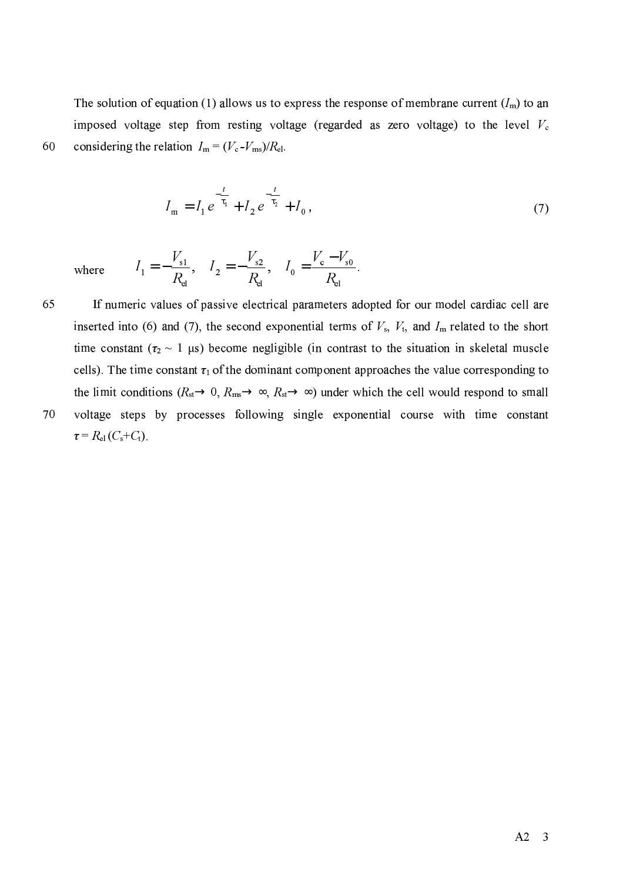The solution of equation (1) allows us to express the response of membrane current ($I_m$) to an imposed voltage step from resting voltage (regarded as zero voltage) to the level $V_c$ considering the relation $I_m = (V_c - V_{ms})/R_{el}$.

$$I_m = I_1 e^{-\frac{t}{\tau_1}} + I_2 e^{-\frac{t}{\tau_2}} + I_0, \tag{7}$$

where $I_1 = -\dfrac{V_{s1}}{R_{el}}, \quad I_2 = -\dfrac{V_{s2}}{R_{el}}, \quad I_0 = \dfrac{V_c - V_{s0}}{R_{el}}.$

If numeric values of passive electrical parameters adopted for our model cardiac cell are inserted into (6) and (7), the second exponential terms of $V_s$, $V_t$, and $I_m$ related to the short time constant ($\tau_2 \sim 1$ μs) become negligible (in contrast to the situation in skeletal muscle cells). The time constant $\tau_1$ of the dominant component approaches the value corresponding to the limit conditions ($R_{st} \rightarrow 0$, $R_{ms} \rightarrow \infty$, $R_{st} \rightarrow \infty$) under which the cell would respond to small voltage steps by processes following single exponential course with time constant $\tau = R_{el}(C_s + C_t)$.